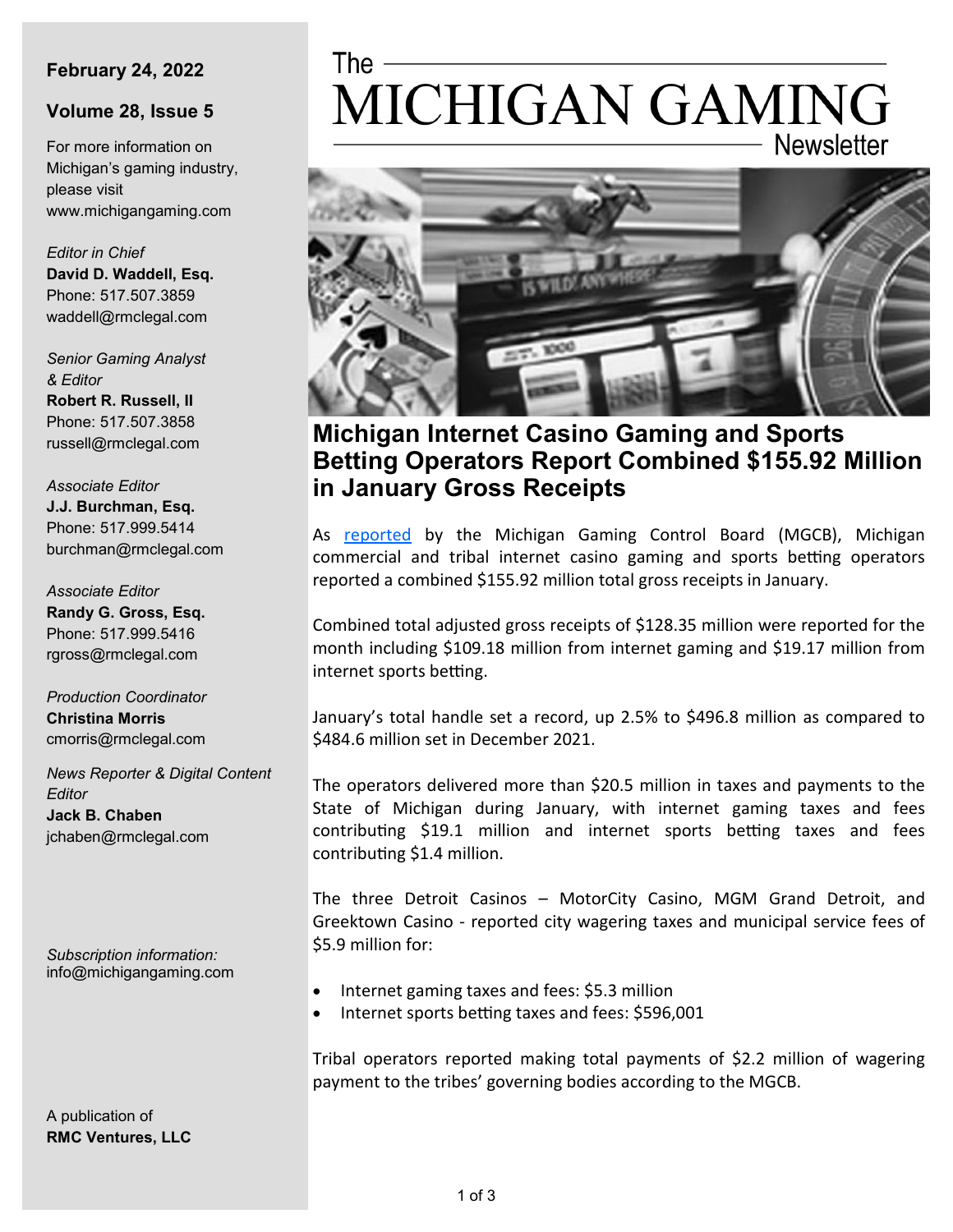**February 24, 2022**

**Volume 28, Issue 5**

For more information on Michigan's gaming industry, please visit www.michigangaming.com

*Editor in Chief*
**David D. Waddell, Esq.**
Phone: 517.507.3859
waddell@rmclegal.com

*Senior Gaming Analyst & Editor*
**Robert R. Russell, II**
Phone: 517.507.3858
russell@rmclegal.com

*Associate Editor*
**J.J. Burchman, Esq.**
Phone: 517.999.5414
burchman@rmclegal.com

*Associate Editor*
**Randy G. Gross, Esq.**
Phone: 517.999.5416
rgross@rmclegal.com

*Production Coordinator*
**Christina Morris**
cmorris@rmclegal.com

*News Reporter & Digital Content Editor*
**Jack B. Chaben**
jchaben@rmclegal.com

*Subscription information:*
info@michigangaming.com

A publication of
**RMC Ventures, LLC**

# The MICHIGAN GAMING Newsletter

## Michigan Internet Casino Gaming and Sports Betting Operators Report Combined $155.92 Million in January Gross Receipts

As reported by the Michigan Gaming Control Board (MGCB), Michigan commercial and tribal internet casino gaming and sports betting operators reported a combined $155.92 million total gross receipts in January.

Combined total adjusted gross receipts of $128.35 million were reported for the month including $109.18 million from internet gaming and $19.17 million from internet sports betting.

January's total handle set a record, up 2.5% to $496.8 million as compared to $484.6 million set in December 2021.

The operators delivered more than $20.5 million in taxes and payments to the State of Michigan during January, with internet gaming taxes and fees contributing $19.1 million and internet sports betting taxes and fees contributing $1.4 million.

The three Detroit Casinos – MotorCity Casino, MGM Grand Detroit, and Greektown Casino - reported city wagering taxes and municipal service fees of $5.9 million for:

- Internet gaming taxes and fees: $5.3 million
- Internet sports betting taxes and fees: $596,001

Tribal operators reported making total payments of $2.2 million of wagering payment to the tribes' governing bodies according to the MGCB.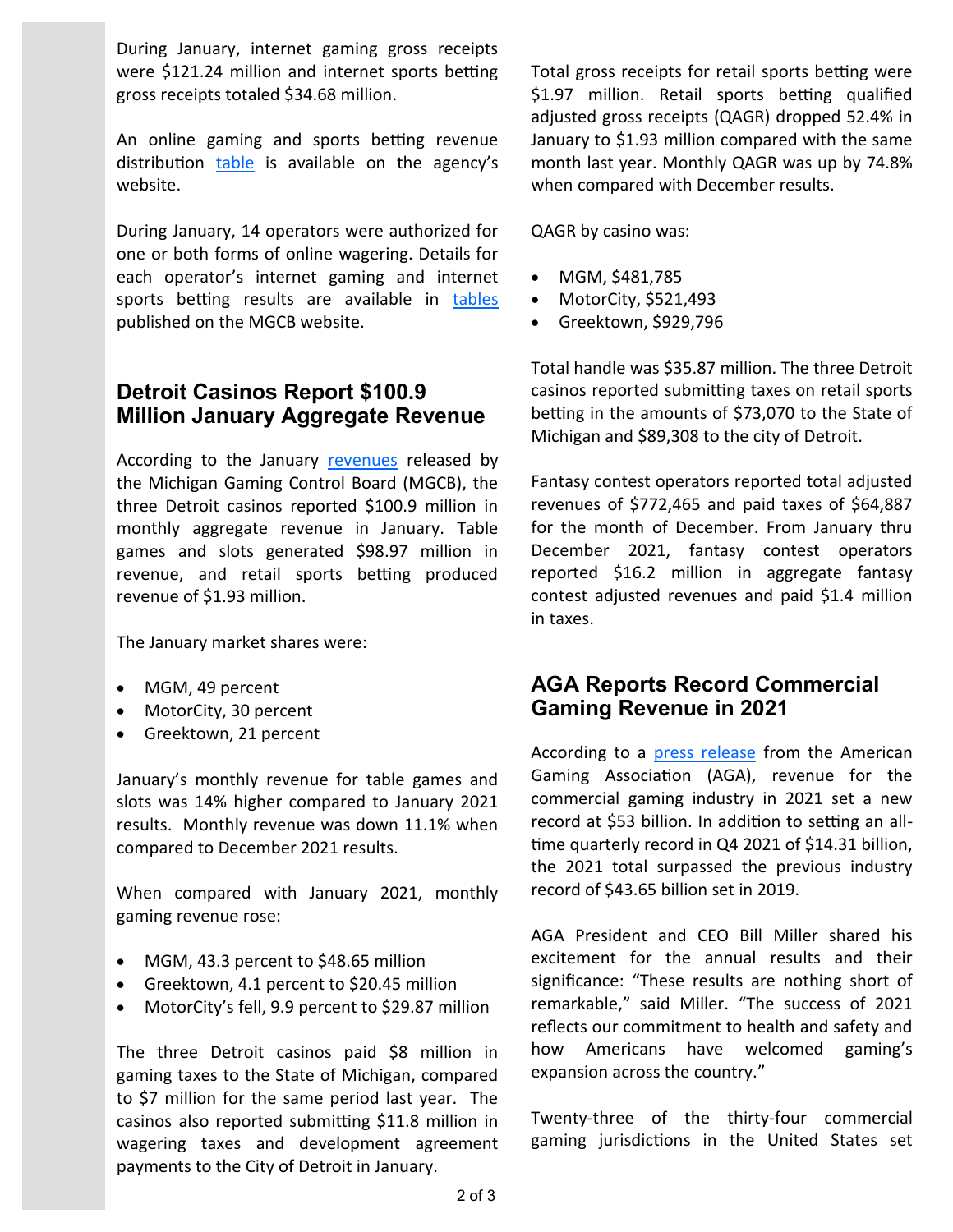During January, internet gaming gross receipts were $121.24 million and internet sports betting gross receipts totaled $34.68 million.

An online gaming and sports betting revenue distribution table is available on the agency's website.

During January, 14 operators were authorized for one or both forms of online wagering. Details for each operator's internet gaming and internet sports betting results are available in tables published on the MGCB website.

## Detroit Casinos Report $100.9 Million January Aggregate Revenue

According to the January revenues released by the Michigan Gaming Control Board (MGCB), the three Detroit casinos reported $100.9 million in monthly aggregate revenue in January. Table games and slots generated $98.97 million in revenue, and retail sports betting produced revenue of $1.93 million.

The January market shares were:

- MGM, 49 percent
- MotorCity, 30 percent
- Greektown, 21 percent

January's monthly revenue for table games and slots was 14% higher compared to January 2021 results. Monthly revenue was down 11.1% when compared to December 2021 results.

When compared with January 2021, monthly gaming revenue rose:

- MGM, 43.3 percent to $48.65 million
- Greektown, 4.1 percent to $20.45 million
- MotorCity's fell, 9.9 percent to $29.87 million

The three Detroit casinos paid $8 million in gaming taxes to the State of Michigan, compared to $7 million for the same period last year. The casinos also reported submitting $11.8 million in wagering taxes and development agreement payments to the City of Detroit in January.

Total gross receipts for retail sports betting were $1.97 million. Retail sports betting qualified adjusted gross receipts (QAGR) dropped 52.4% in January to $1.93 million compared with the same month last year. Monthly QAGR was up by 74.8% when compared with December results.

QAGR by casino was:

- MGM, $481,785
- MotorCity, $521,493
- Greektown, $929,796

Total handle was $35.87 million. The three Detroit casinos reported submitting taxes on retail sports betting in the amounts of $73,070 to the State of Michigan and $89,308 to the city of Detroit.

Fantasy contest operators reported total adjusted revenues of $772,465 and paid taxes of $64,887 for the month of December. From January thru December 2021, fantasy contest operators reported $16.2 million in aggregate fantasy contest adjusted revenues and paid $1.4 million in taxes.

## AGA Reports Record Commercial Gaming Revenue in 2021

According to a press release from the American Gaming Association (AGA), revenue for the commercial gaming industry in 2021 set a new record at $53 billion. In addition to setting an all-time quarterly record in Q4 2021 of $14.31 billion, the 2021 total surpassed the previous industry record of $43.65 billion set in 2019.

AGA President and CEO Bill Miller shared his excitement for the annual results and their significance: "These results are nothing short of remarkable," said Miller. "The success of 2021 reflects our commitment to health and safety and how Americans have welcomed gaming's expansion across the country."

Twenty-three of the thirty-four commercial gaming jurisdictions in the United States set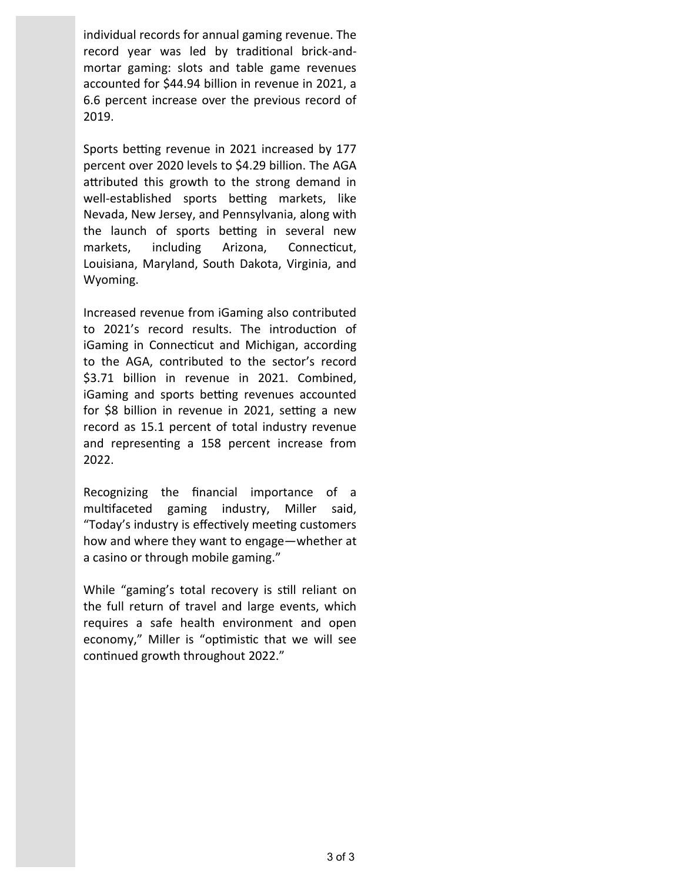individual records for annual gaming revenue. The record year was led by traditional brick-and-mortar gaming: slots and table game revenues accounted for $44.94 billion in revenue in 2021, a 6.6 percent increase over the previous record of 2019.

Sports betting revenue in 2021 increased by 177 percent over 2020 levels to $4.29 billion. The AGA attributed this growth to the strong demand in well-established sports betting markets, like Nevada, New Jersey, and Pennsylvania, along with the launch of sports betting in several new markets, including Arizona, Connecticut, Louisiana, Maryland, South Dakota, Virginia, and Wyoming.

Increased revenue from iGaming also contributed to 2021's record results. The introduction of iGaming in Connecticut and Michigan, according to the AGA, contributed to the sector's record $3.71 billion in revenue in 2021. Combined, iGaming and sports betting revenues accounted for $8 billion in revenue in 2021, setting a new record as 15.1 percent of total industry revenue and representing a 158 percent increase from 2022.

Recognizing the financial importance of a multifaceted gaming industry, Miller said, "Today's industry is effectively meeting customers how and where they want to engage—whether at a casino or through mobile gaming."

While "gaming's total recovery is still reliant on the full return of travel and large events, which requires a safe health environment and open economy," Miller is "optimistic that we will see continued growth throughout 2022."